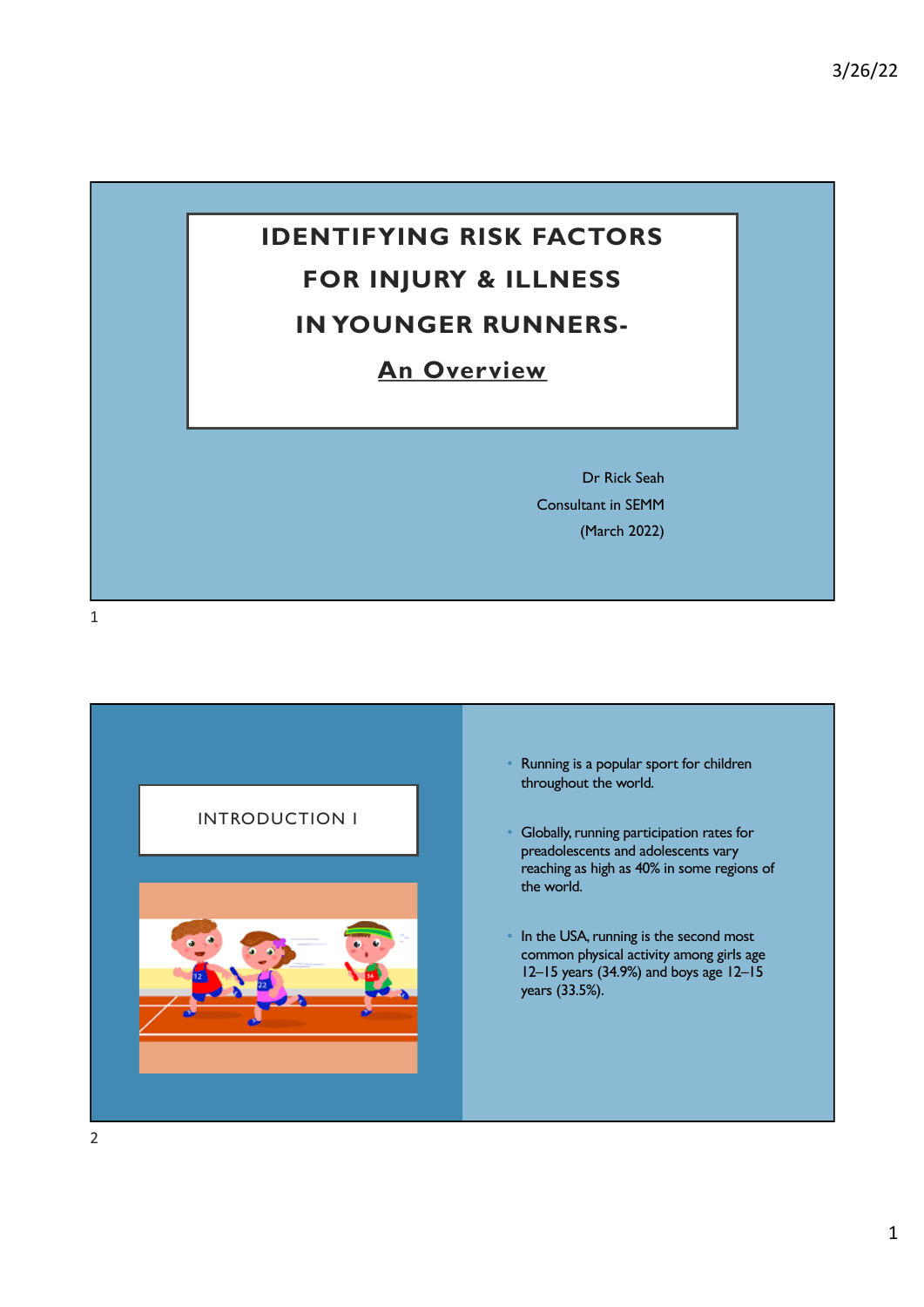# IDENTIFYING RISK FACTORS FOR INJURY & ILLNESS IN YOUNGER RUNNERS-

## An Overview

Dr Rick Seah

Consultant in SEMM

(March 2022)

## INTRODUCTION I

- Running is a popular sport for children throughout the world.
- Globally, running participation rates for preadolescents and adolescents vary reaching as high as 40% in some regions of the world.
- In the USA, running is the second most common physical activity among girls age 12–15 years (34.9%) and boys age 12–15 years (33.5%).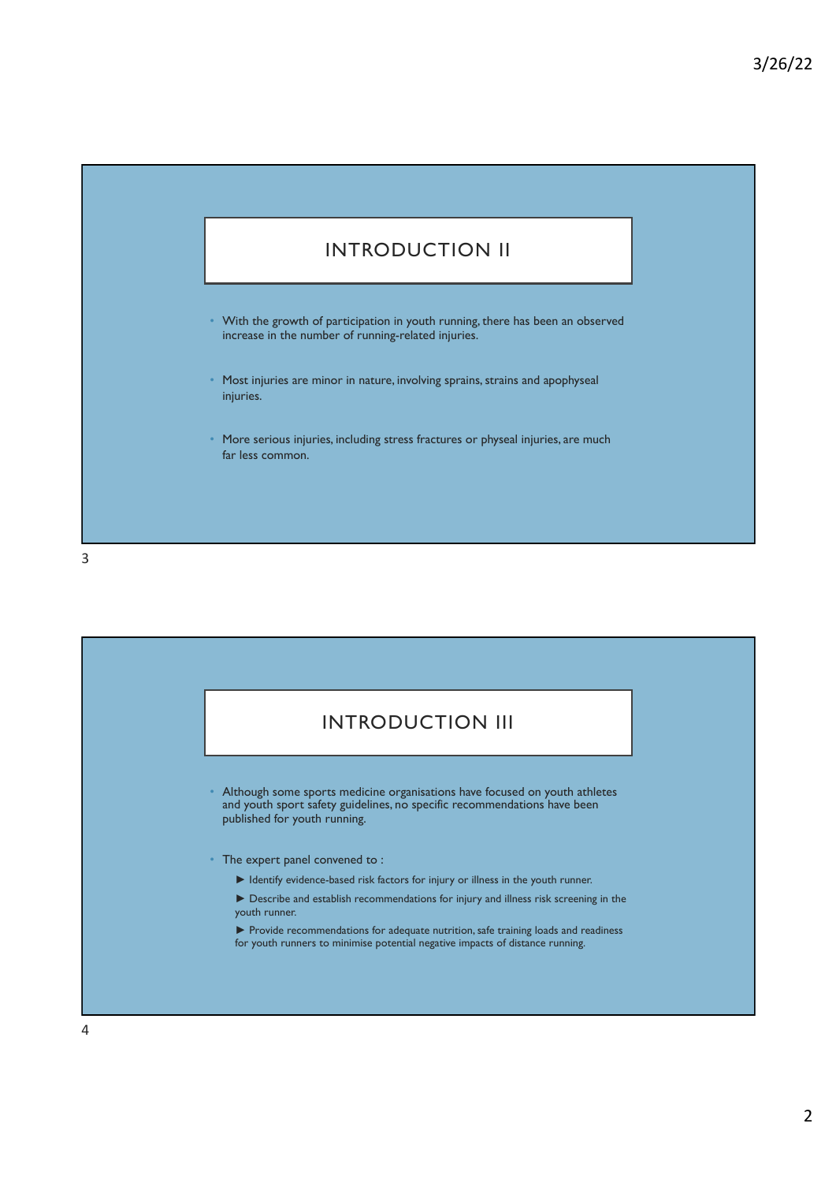## INTRODUCTION II

- With the growth of participation in youth running, there has been an observed increase in the number of running-related injuries.
- Most injuries are minor in nature, involving sprains, strains and apophyseal injuries.
- More serious injuries, including stress fractures or physeal injuries, are much far less common.

## INTRODUCTION III

- Although some sports medicine organisations have focused on youth athletes and youth sport safety guidelines, no specific recommendations have been published for youth running.
- The expert panel convened to :
  - ► Identify evidence-based risk factors for injury or illness in the youth runner.
  - ► Describe and establish recommendations for injury and illness risk screening in the youth runner.
  - ► Provide recommendations for adequate nutrition, safe training loads and readiness for youth runners to minimise potential negative impacts of distance running.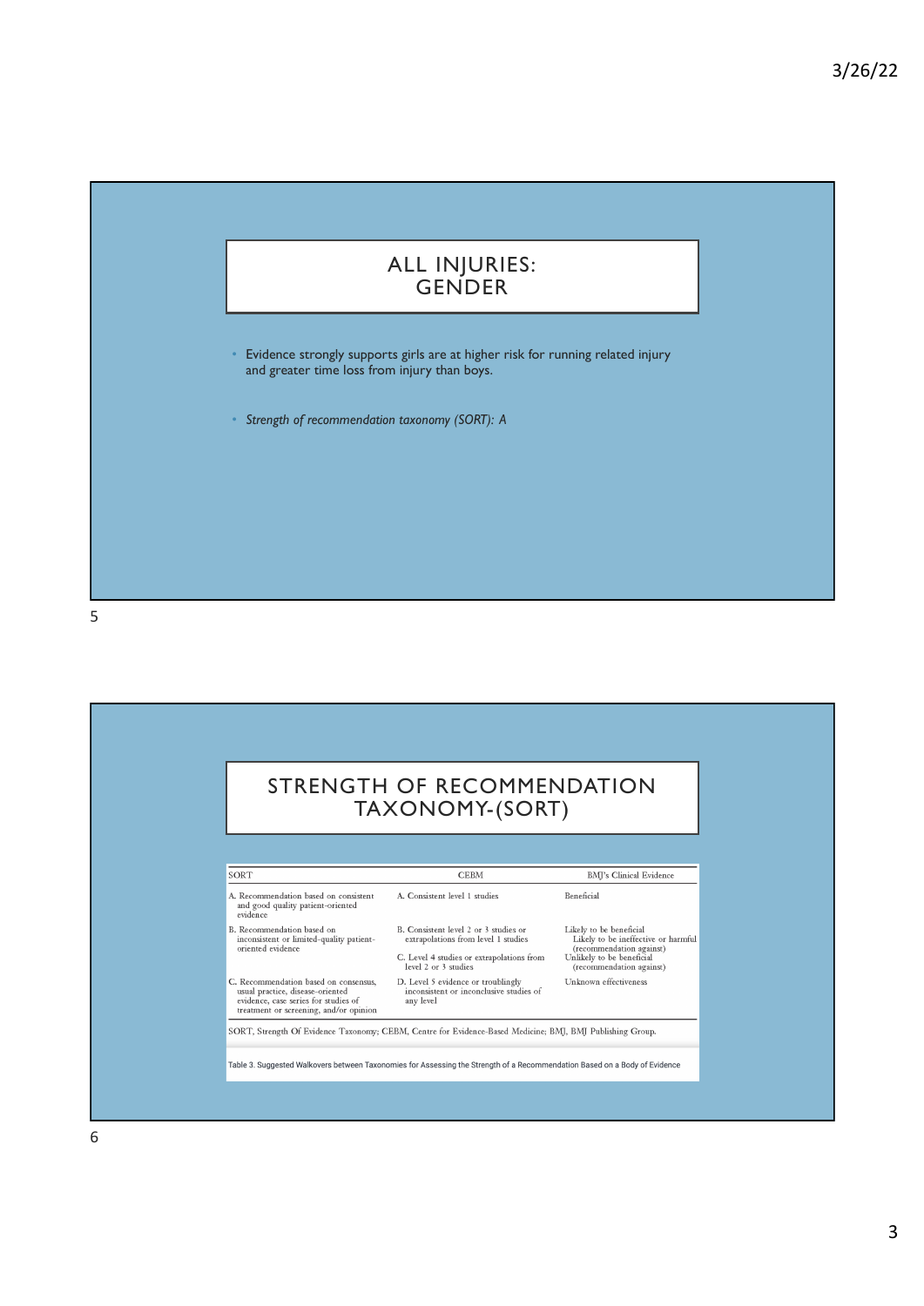# ALL INJURIES: GENDER

- Evidence strongly supports girls are at higher risk for running related injury and greater time loss from injury than boys.
- *Strength of recommendation taxonomy (SORT): A*

# STRENGTH OF RECOMMENDATION TAXONOMY-(SORT)

| SORT | CEBM | BMJ's Clinical Evidence |
|---|---|---|
| A. Recommendation based on consistent and good quality patient-oriented evidence | A. Consistent level 1 studies | Beneficial |
| B. Recommendation based on inconsistent or limited-quality patient-oriented evidence | B. Consistent level 2 or 3 studies or extrapolations from level 1 studies<br>C. Level 4 studies or extrapolations from level 2 or 3 studies | Likely to be beneficial<br>Likely to be ineffective or harmful (recommendation against)<br>Unlikely to be beneficial (recommendation against) |
| C. Recommendation based on consensus, usual practice, disease-oriented evidence, case series for studies of treatment or screening, and/or opinion | D. Level 5 evidence or troublingly inconsistent or inconclusive studies of any level | Unknown effectiveness |

SORT, Strength Of Evidence Taxonomy; CEBM, Centre for Evidence-Based Medicine; BMJ, BMJ Publishing Group.

Table 3. Suggested Walkovers between Taxonomies for Assessing the Strength of a Recommendation Based on a Body of Evidence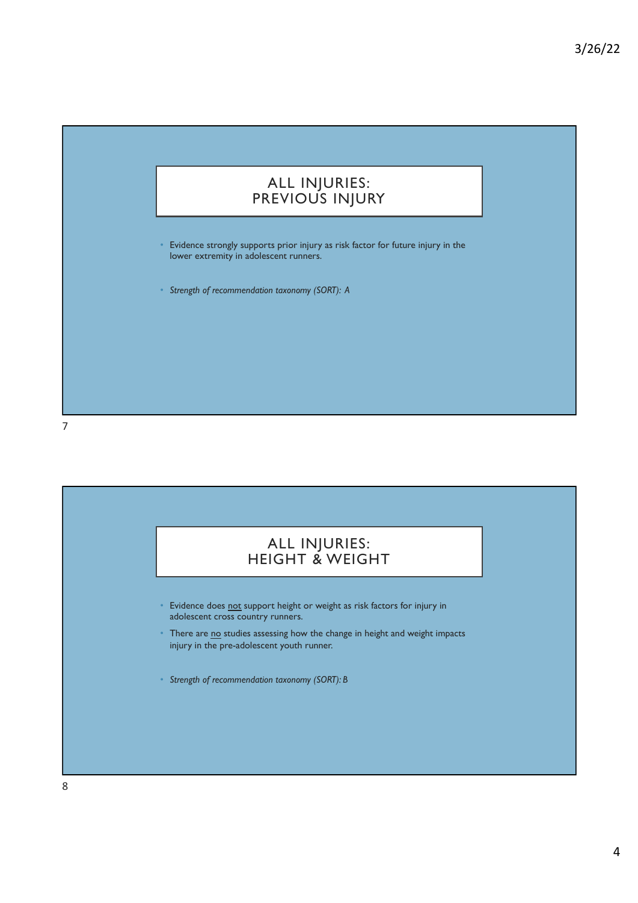## ALL INJURIES: PREVIOUS INJURY

- Evidence strongly supports prior injury as risk factor for future injury in the lower extremity in adolescent runners.
- *Strength of recommendation taxonomy (SORT): A*

## ALL INJURIES: HEIGHT & WEIGHT

- Evidence does <u>not</u> support height or weight as risk factors for injury in adolescent cross country runners.
- There are <u>no</u> studies assessing how the change in height and weight impacts injury in the pre-adolescent youth runner.
- *Strength of recommendation taxonomy (SORT): B*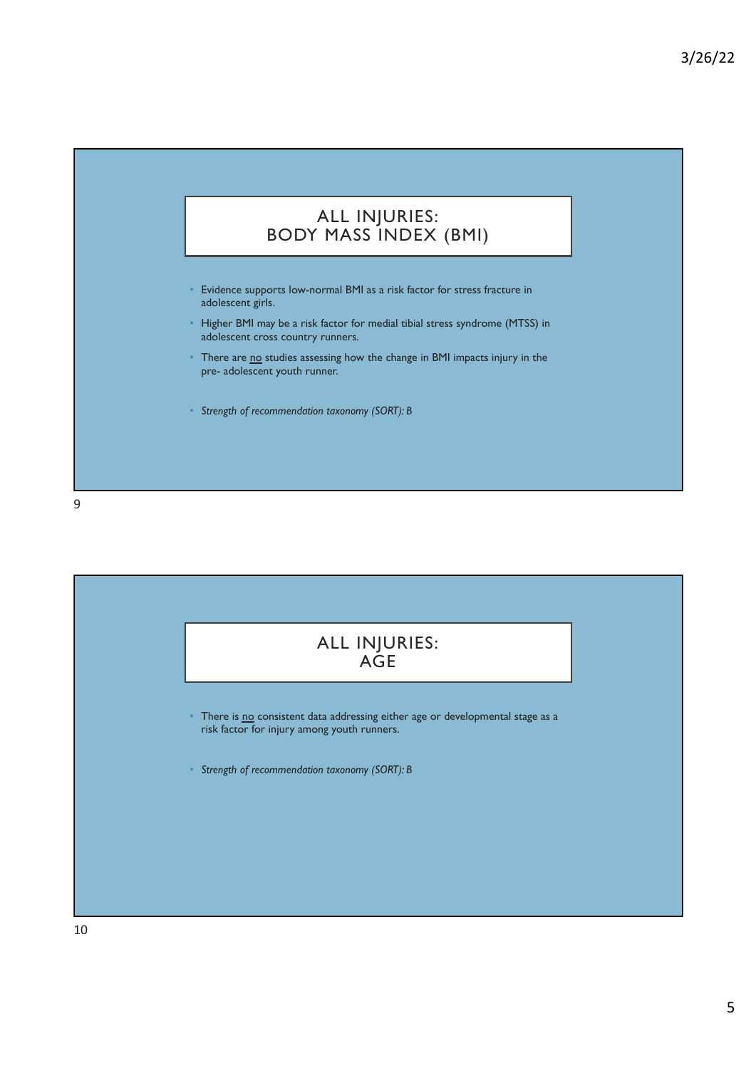## ALL INJURIES: BODY MASS INDEX (BMI)

- Evidence supports low-normal BMI as a risk factor for stress fracture in adolescent girls.
- Higher BMI may be a risk factor for medial tibial stress syndrome (MTSS) in adolescent cross country runners.
- There are <u>no</u> studies assessing how the change in BMI impacts injury in the pre- adolescent youth runner.
- *Strength of recommendation taxonomy (SORT): B*

## ALL INJURIES: AGE

- There is <u>no</u> consistent data addressing either age or developmental stage as a risk factor for injury among youth runners.
- *Strength of recommendation taxonomy (SORT): B*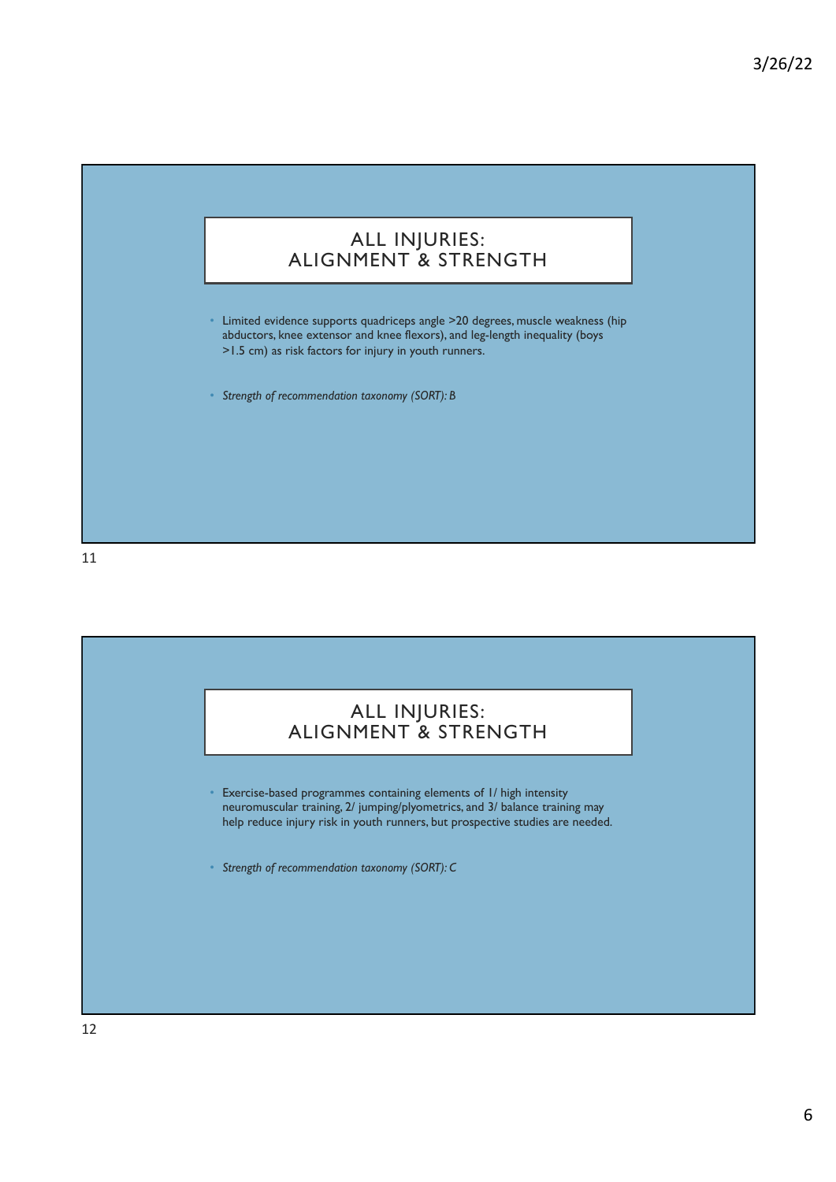## ALL INJURIES: ALIGNMENT & STRENGTH

- Limited evidence supports quadriceps angle >20 degrees, muscle weakness (hip abductors, knee extensor and knee flexors), and leg-length inequality (boys >1.5 cm) as risk factors for injury in youth runners.
- *Strength of recommendation taxonomy (SORT): B*

## ALL INJURIES: ALIGNMENT & STRENGTH

- Exercise-based programmes containing elements of 1/ high intensity neuromuscular training, 2/ jumping/plyometrics, and 3/ balance training may help reduce injury risk in youth runners, but prospective studies are needed.
- *Strength of recommendation taxonomy (SORT): C*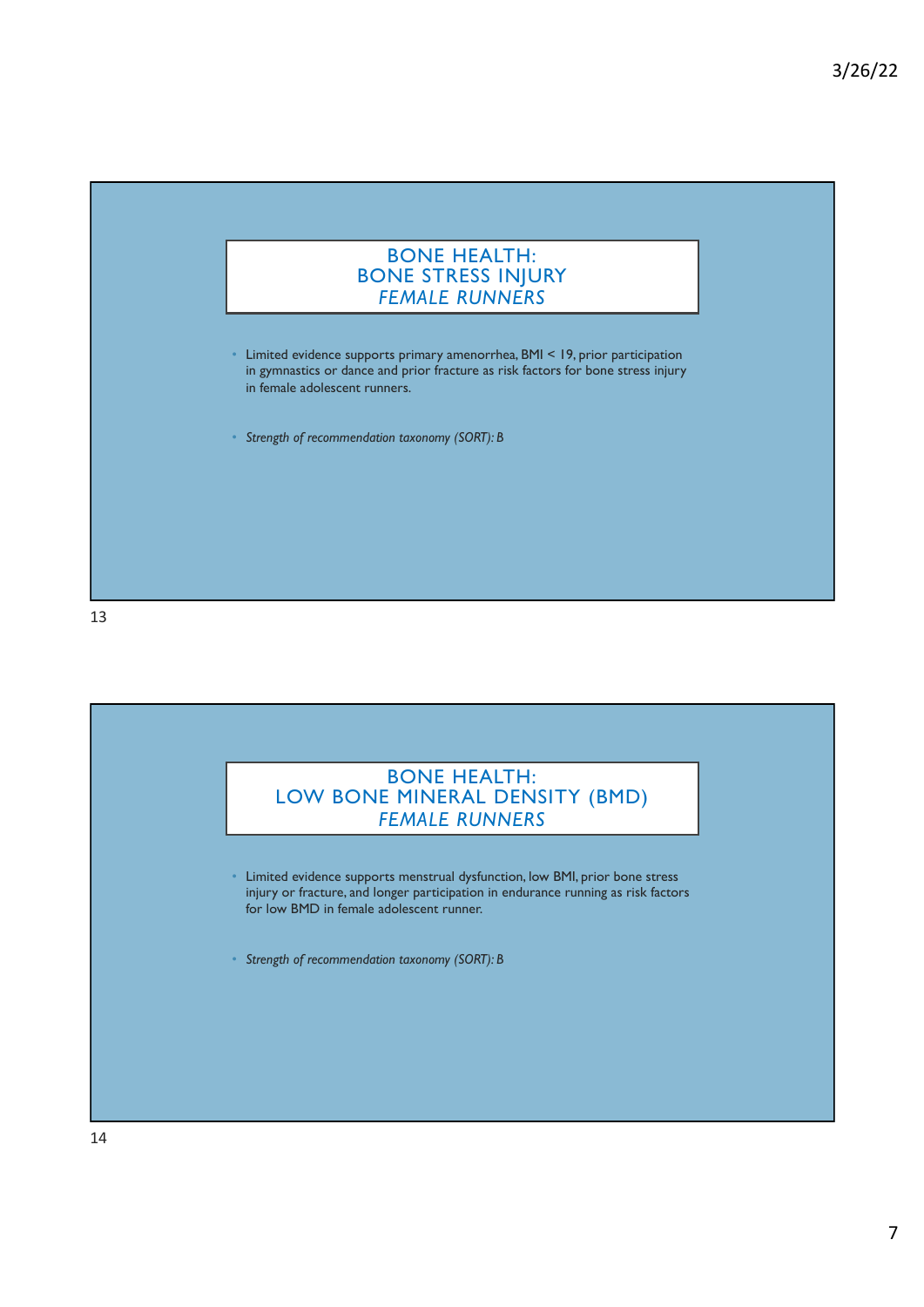## BONE HEALTH: BONE STRESS INJURY *FEMALE RUNNERS*

- Limited evidence supports primary amenorrhea, BMI < 19, prior participation in gymnastics or dance and prior fracture as risk factors for bone stress injury in female adolescent runners.

- *Strength of recommendation taxonomy (SORT): B*

## BONE HEALTH: LOW BONE MINERAL DENSITY (BMD) *FEMALE RUNNERS*

- Limited evidence supports menstrual dysfunction, low BMI, prior bone stress injury or fracture, and longer participation in endurance running as risk factors for low BMD in female adolescent runner.

- *Strength of recommendation taxonomy (SORT): B*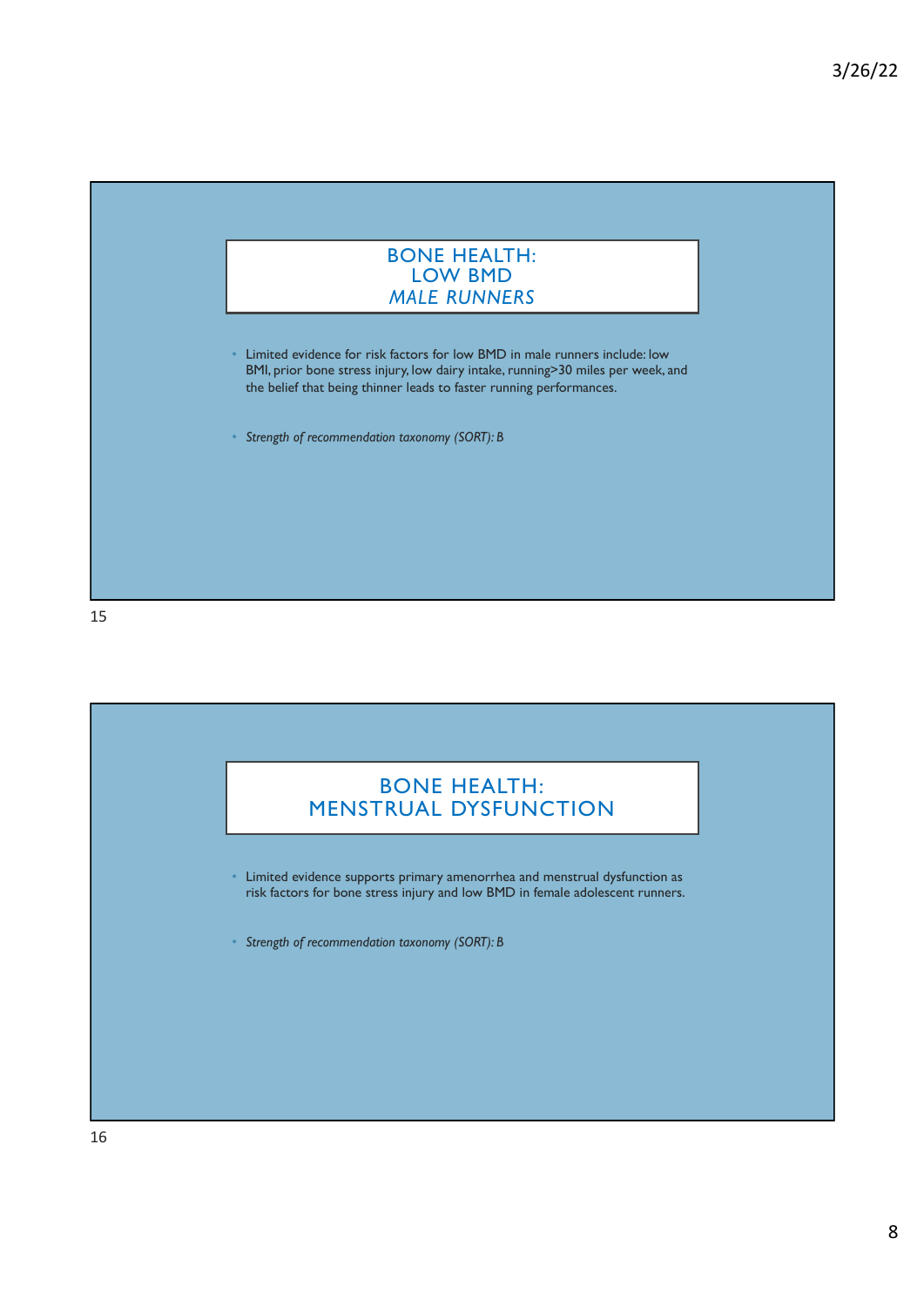## BONE HEALTH: LOW BMD *MALE RUNNERS*

- Limited evidence for risk factors for low BMD in male runners include: low BMI, prior bone stress injury, low dairy intake, running>30 miles per week, and the belief that being thinner leads to faster running performances.

- *Strength of recommendation taxonomy (SORT): B*

## BONE HEALTH: MENSTRUAL DYSFUNCTION

- Limited evidence supports primary amenorrhea and menstrual dysfunction as risk factors for bone stress injury and low BMD in female adolescent runners.

- *Strength of recommendation taxonomy (SORT): B*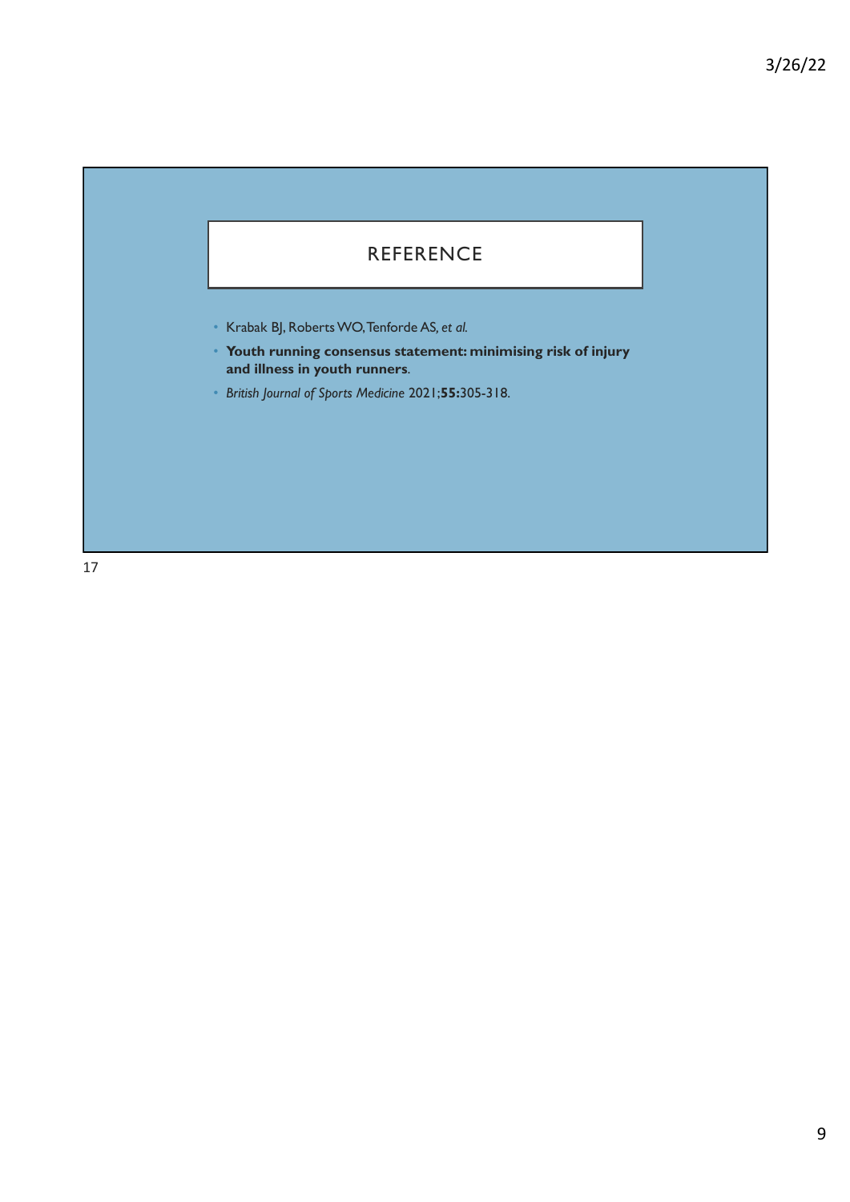# REFERENCE

- Krabak BJ, Roberts WO, Tenforde AS, *et al.*
- **Youth running consensus statement: minimising risk of injury and illness in youth runners**.
- *British Journal of Sports Medicine* 2021;**55:**305-318.